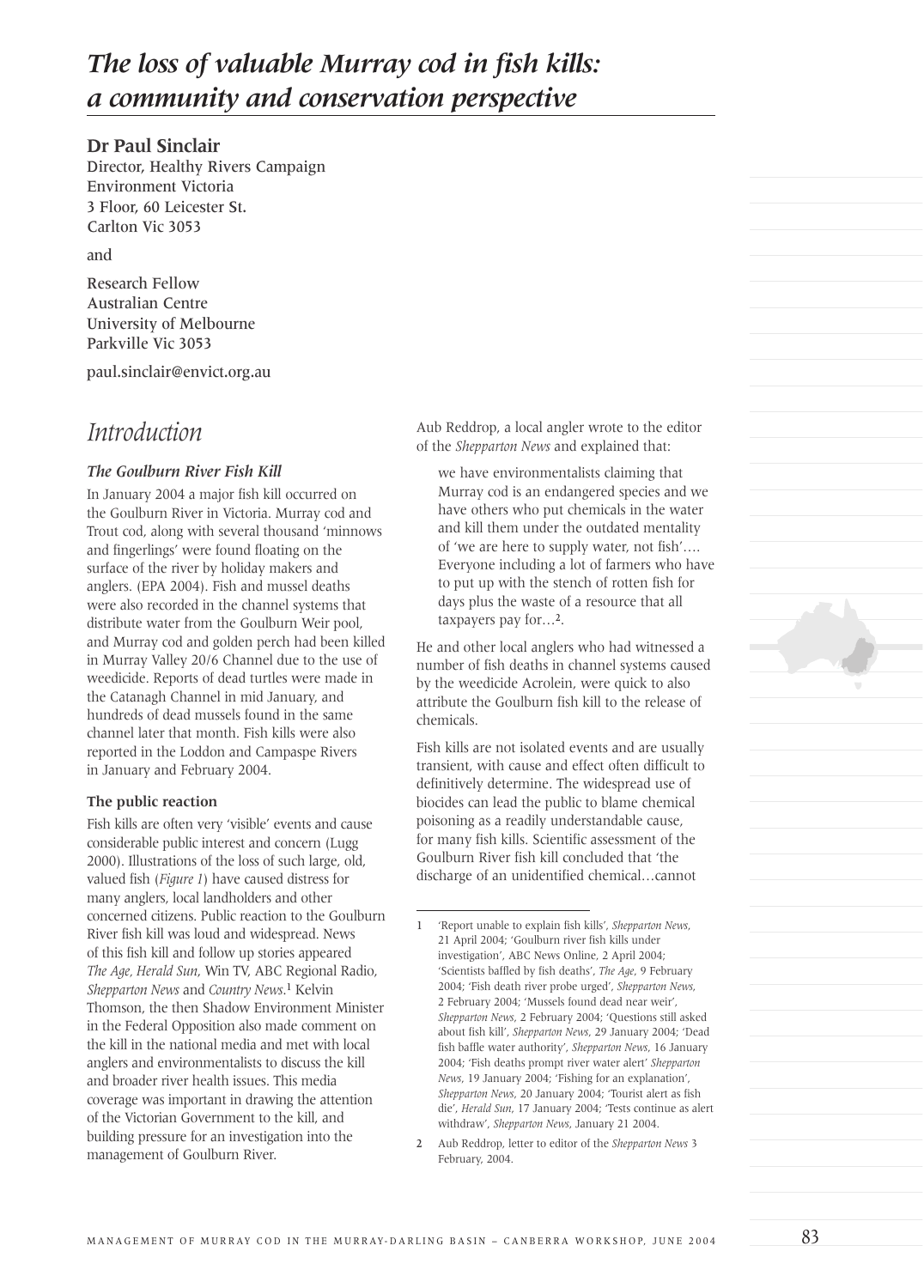# *The loss of valuable Murray cod in fish kills: a community and conservation perspective*

**Dr Paul Sinclair**

Director, Healthy Rivers Campaign
Environment Victoria
3 Floor, 60 Leicester St.
Carlton Vic 3053

and

Research Fellow
Australian Centre
University of Melbourne
Parkville Vic 3053

paul.sinclair@envict.org.au

## Introduction

### *The Goulburn River Fish Kill*

In January 2004 a major fish kill occurred on the Goulburn River in Victoria. Murray cod and Trout cod, along with several thousand 'minnows and fingerlings' were found floating on the surface of the river by holiday makers and anglers. (EPA 2004). Fish and mussel deaths were also recorded in the channel systems that distribute water from the Goulburn Weir pool, and Murray cod and golden perch had been killed in Murray Valley 20/6 Channel due to the use of weedicide. Reports of dead turtles were made in the Catanagh Channel in mid January, and hundreds of dead mussels found in the same channel later that month. Fish kills were also reported in the Loddon and Campaspe Rivers in January and February 2004.

#### The public reaction

Fish kills are often very 'visible' events and cause considerable public interest and concern (Lugg 2000). Illustrations of the loss of such large, old, valued fish (*Figure 1*) have caused distress for many anglers, local landholders and other concerned citizens. Public reaction to the Goulburn River fish kill was loud and widespread. News of this fish kill and follow up stories appeared *The Age, Herald Sun*, Win TV, ABC Regional Radio, *Shepparton News* and *Country News*.[1] Kelvin Thomson, the then Shadow Environment Minister in the Federal Opposition also made comment on the kill in the national media and met with local anglers and environmentalists to discuss the kill and broader river health issues. This media coverage was important in drawing the attention of the Victorian Government to the kill, and building pressure for an investigation into the management of Goulburn River.

Aub Reddrop, a local angler wrote to the editor of the *Shepparton News* and explained that:

> we have environmentalists claiming that Murray cod is an endangered species and we have others who put chemicals in the water and kill them under the outdated mentality of 'we are here to supply water, not fish'…. Everyone including a lot of farmers who have to put up with the stench of rotten fish for days plus the waste of a resource that all taxpayers pay for…[2].

He and other local anglers who had witnessed a number of fish deaths in channel systems caused by the weedicide Acrolein, were quick to also attribute the Goulburn fish kill to the release of chemicals.

Fish kills are not isolated events and are usually transient, with cause and effect often difficult to definitively determine. The widespread use of biocides can lead the public to blame chemical poisoning as a readily understandable cause, for many fish kills. Scientific assessment of the Goulburn River fish kill concluded that 'the discharge of an unidentified chemical…cannot

---

1 'Report unable to explain fish kills', *Shepparton News*, 21 April 2004; 'Goulburn river fish kills under investigation', ABC News Online, 2 April 2004; 'Scientists baffled by fish deaths', *The Age*, 9 February 2004; 'Fish death river probe urged', *Shepparton News*, 2 February 2004; 'Mussels found dead near weir', *Shepparton News*, 2 February 2004; 'Questions still asked about fish kill', *Shepparton News*, 29 January 2004; 'Dead fish baffle water authority', *Shepparton News*, 16 January 2004; 'Fish deaths prompt river water alert' *Shepparton News*, 19 January 2004; 'Fishing for an explanation', *Shepparton News*, 20 January 2004; 'Tourist alert as fish die', *Herald Sun*, 17 January 2004; 'Tests continue as alert withdraw', *Shepparton News*, January 21 2004.

2 Aub Reddrop, letter to editor of the *Shepparton News* 3 February, 2004.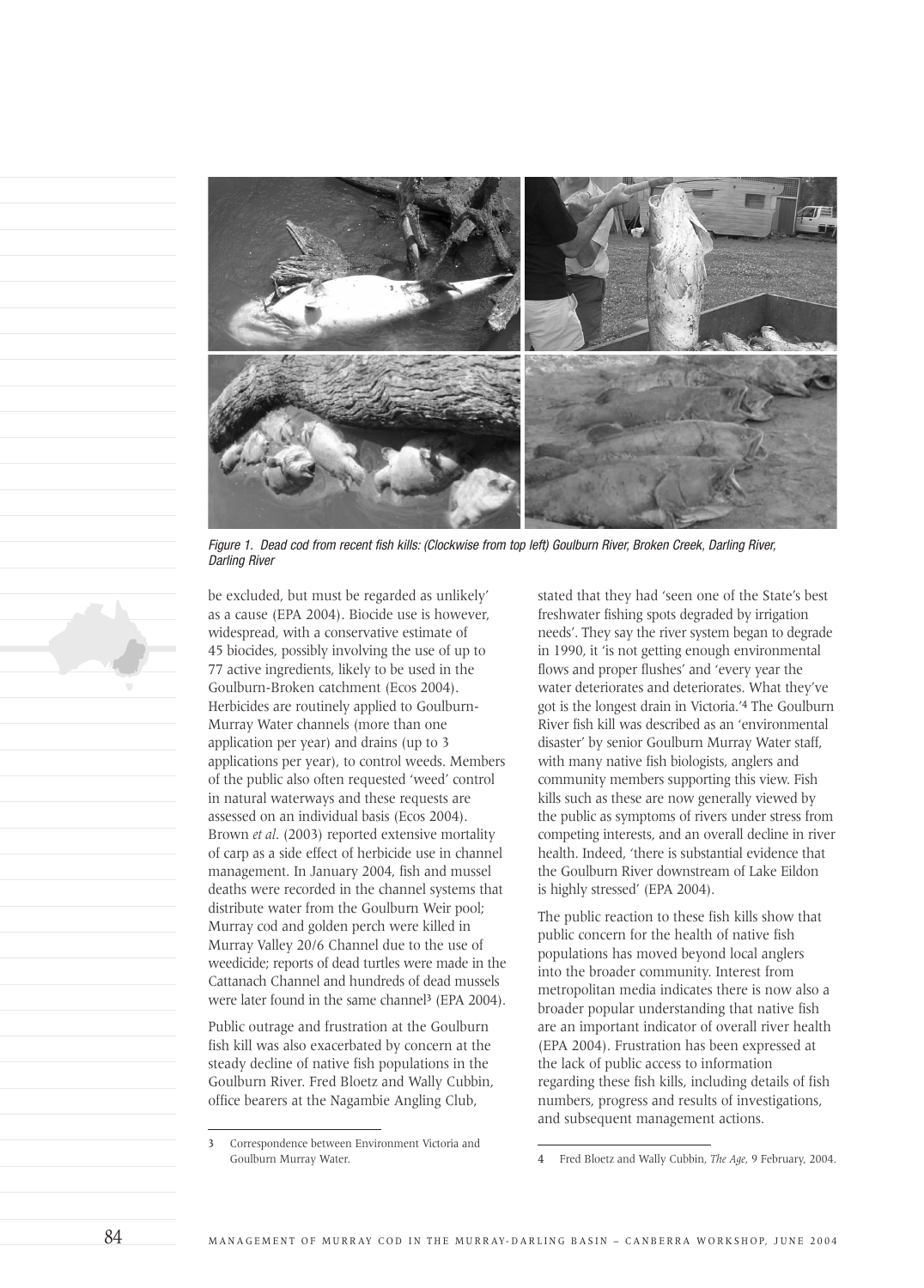*Figure 1. Dead cod from recent fish kills: (Clockwise from top left) Goulburn River, Broken Creek, Darling River, Darling River*

be excluded, but must be regarded as unlikely' as a cause (EPA 2004). Biocide use is however, widespread, with a conservative estimate of 45 biocides, possibly involving the use of up to 77 active ingredients, likely to be used in the Goulburn-Broken catchment (Ecos 2004). Herbicides are routinely applied to Goulburn-Murray Water channels (more than one application per year) and drains (up to 3 applications per year), to control weeds. Members of the public also often requested 'weed' control in natural waterways and these requests are assessed on an individual basis (Ecos 2004). Brown *et al*. (2003) reported extensive mortality of carp as a side effect of herbicide use in channel management. In January 2004, fish and mussel deaths were recorded in the channel systems that distribute water from the Goulburn Weir pool; Murray cod and golden perch were killed in Murray Valley 20/6 Channel due to the use of weedicide; reports of dead turtles were made in the Cattanach Channel and hundreds of dead mussels were later found in the same channel[3] (EPA 2004).

Public outrage and frustration at the Goulburn fish kill was also exacerbated by concern at the steady decline of native fish populations in the Goulburn River. Fred Bloetz and Wally Cubbin, office bearers at the Nagambie Angling Club, stated that they had 'seen one of the State's best freshwater fishing spots degraded by irrigation needs'. They say the river system began to degrade in 1990, it 'is not getting enough environmental flows and proper flushes' and 'every year the water deteriorates and deteriorates. What they've got is the longest drain in Victoria.'[4] The Goulburn River fish kill was described as an 'environmental disaster' by senior Goulburn Murray Water staff, with many native fish biologists, anglers and community members supporting this view. Fish kills such as these are now generally viewed by the public as symptoms of rivers under stress from competing interests, and an overall decline in river health. Indeed, 'there is substantial evidence that the Goulburn River downstream of Lake Eildon is highly stressed' (EPA 2004).

The public reaction to these fish kills show that public concern for the health of native fish populations has moved beyond local anglers into the broader community. Interest from metropolitan media indicates there is now also a broader popular understanding that native fish are an important indicator of overall river health (EPA 2004). Frustration has been expressed at the lack of public access to information regarding these fish kills, including details of fish numbers, progress and results of investigations, and subsequent management actions.

---

3 Correspondence between Environment Victoria and Goulburn Murray Water.

4 Fred Bloetz and Wally Cubbin, *The Age*, 9 February, 2004.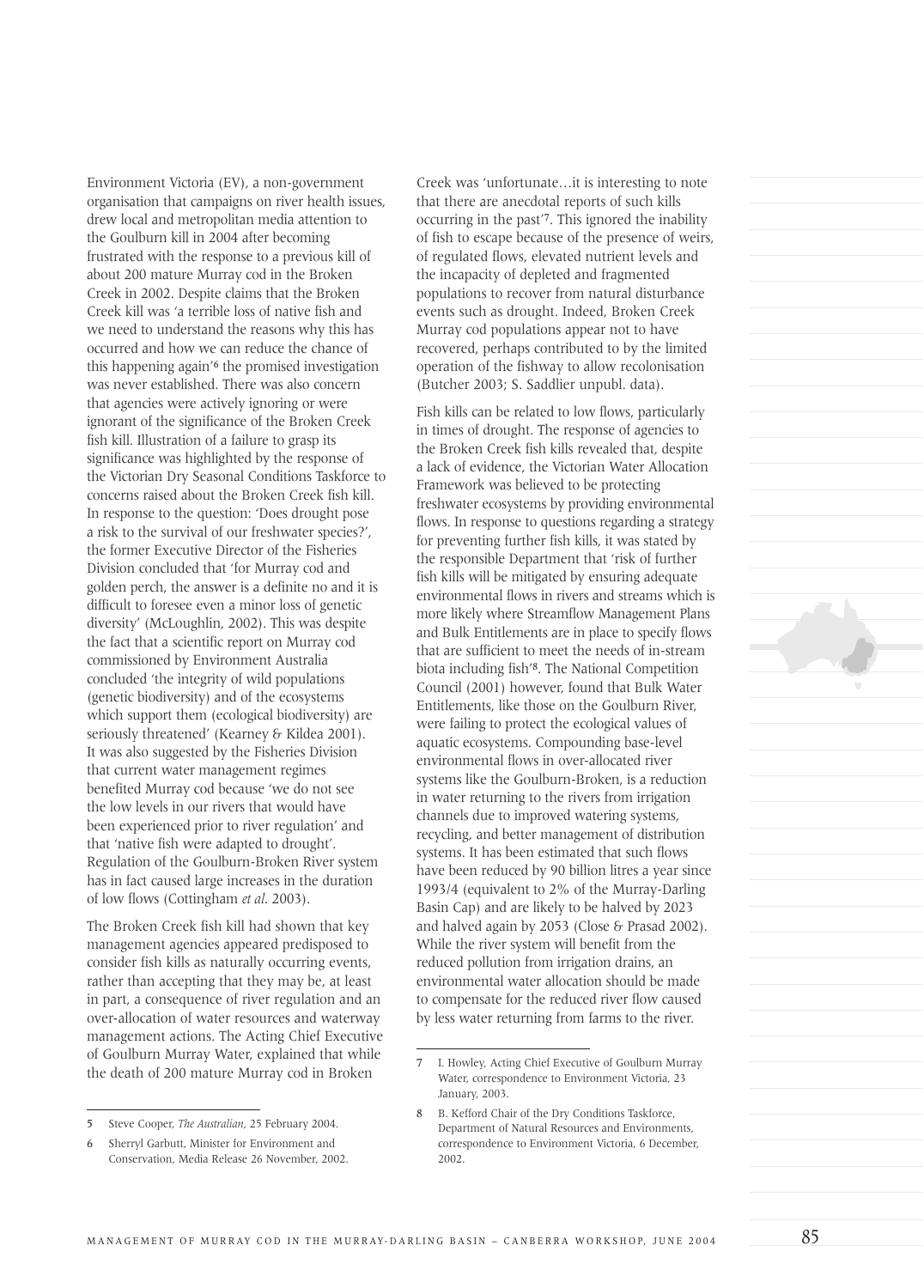Environment Victoria (EV), a non-government organisation that campaigns on river health issues, drew local and metropolitan media attention to the Goulburn kill in 2004 after becoming frustrated with the response to a previous kill of about 200 mature Murray cod in the Broken Creek in 2002. Despite claims that the Broken Creek kill was 'a terrible loss of native fish and we need to understand the reasons why this has occurred and how we can reduce the chance of this happening again'[6] the promised investigation was never established. There was also concern that agencies were actively ignoring or were ignorant of the significance of the Broken Creek fish kill. Illustration of a failure to grasp its significance was highlighted by the response of the Victorian Dry Seasonal Conditions Taskforce to concerns raised about the Broken Creek fish kill. In response to the question: 'Does drought pose a risk to the survival of our freshwater species?', the former Executive Director of the Fisheries Division concluded that 'for Murray cod and golden perch, the answer is a definite no and it is difficult to foresee even a minor loss of genetic diversity' (McLoughlin, 2002). This was despite the fact that a scientific report on Murray cod commissioned by Environment Australia concluded 'the integrity of wild populations (genetic biodiversity) and of the ecosystems which support them (ecological biodiversity) are seriously threatened' (Kearney & Kildea 2001). It was also suggested by the Fisheries Division that current water management regimes benefited Murray cod because 'we do not see the low levels in our rivers that would have been experienced prior to river regulation' and that 'native fish were adapted to drought'. Regulation of the Goulburn-Broken River system has in fact caused large increases in the duration of low flows (Cottingham *et al.* 2003).

The Broken Creek fish kill had shown that key management agencies appeared predisposed to consider fish kills as naturally occurring events, rather than accepting that they may be, at least in part, a consequence of river regulation and an over-allocation of water resources and waterway management actions. The Acting Chief Executive of Goulburn Murray Water, explained that while the death of 200 mature Murray cod in Broken Creek was 'unfortunate…it is interesting to note that there are anecdotal reports of such kills occurring in the past'[7]. This ignored the inability of fish to escape because of the presence of weirs, of regulated flows, elevated nutrient levels and the incapacity of depleted and fragmented populations to recover from natural disturbance events such as drought. Indeed, Broken Creek Murray cod populations appear not to have recovered, perhaps contributed to by the limited operation of the fishway to allow recolonisation (Butcher 2003; S. Saddlier unpubl. data).

Fish kills can be related to low flows, particularly in times of drought. The response of agencies to the Broken Creek fish kills revealed that, despite a lack of evidence, the Victorian Water Allocation Framework was believed to be protecting freshwater ecosystems by providing environmental flows. In response to questions regarding a strategy for preventing further fish kills, it was stated by the responsible Department that 'risk of further fish kills will be mitigated by ensuring adequate environmental flows in rivers and streams which is more likely where Streamflow Management Plans and Bulk Entitlements are in place to specify flows that are sufficient to meet the needs of in-stream biota including fish'[8]. The National Competition Council (2001) however, found that Bulk Water Entitlements, like those on the Goulburn River, were failing to protect the ecological values of aquatic ecosystems. Compounding base-level environmental flows in over-allocated river systems like the Goulburn-Broken, is a reduction in water returning to the rivers from irrigation channels due to improved watering systems, recycling, and better management of distribution systems. It has been estimated that such flows have been reduced by 90 billion litres a year since 1993/4 (equivalent to 2% of the Murray-Darling Basin Cap) and are likely to be halved by 2023 and halved again by 2053 (Close & Prasad 2002). While the river system will benefit from the reduced pollution from irrigation drains, an environmental water allocation should be made to compensate for the reduced river flow caused by less water returning from farms to the river.

---

5 Steve Cooper, *The Australian*, 25 February 2004.

6 Sherryl Garbutt, Minister for Environment and Conservation, Media Release 26 November, 2002.

7 I. Howley, Acting Chief Executive of Goulburn Murray Water, correspondence to Environment Victoria, 23 January, 2003.

8 B. Kefford Chair of the Dry Conditions Taskforce, Department of Natural Resources and Environments, correspondence to Environment Victoria, 6 December, 2002.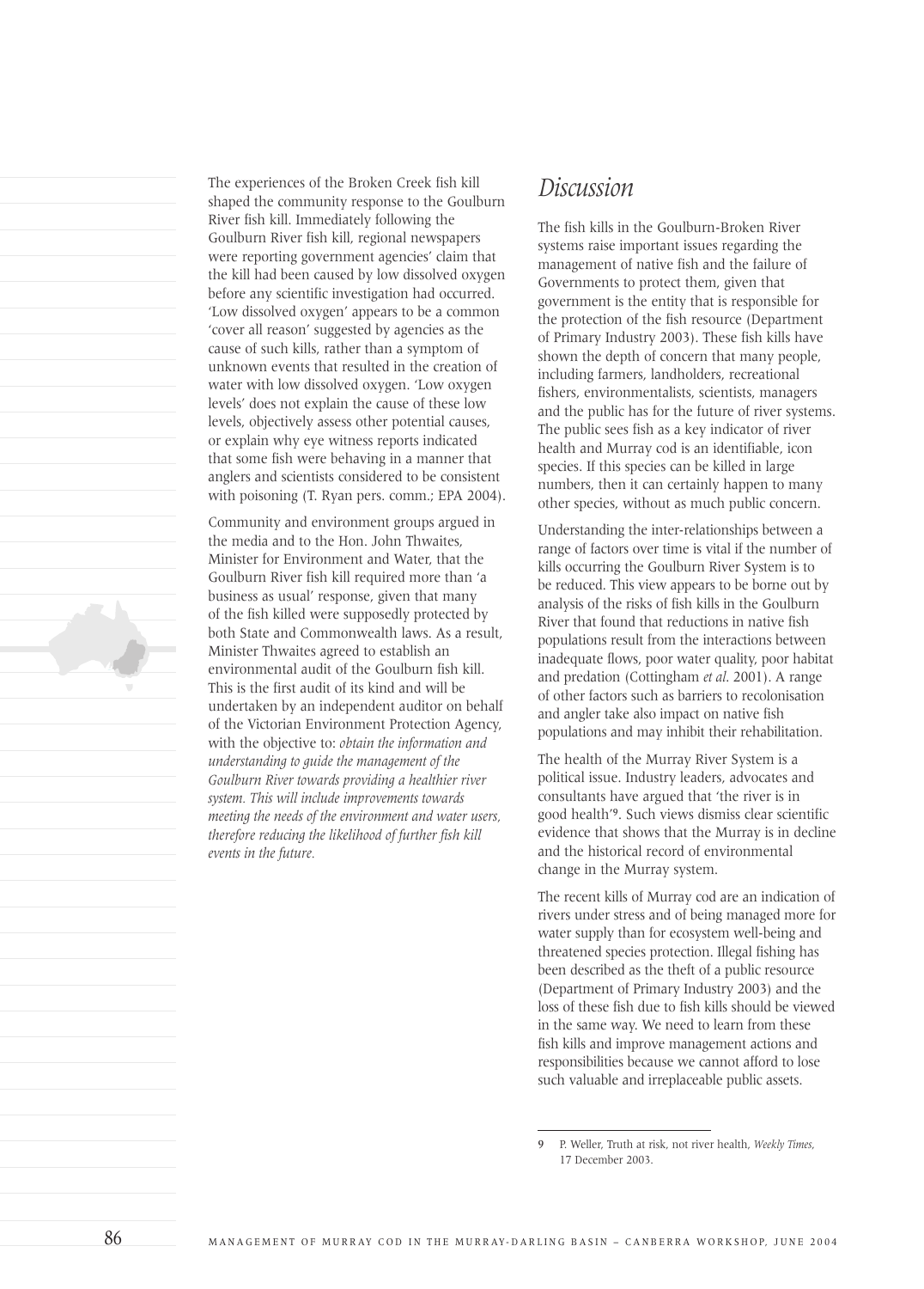The experiences of the Broken Creek fish kill shaped the community response to the Goulburn River fish kill. Immediately following the Goulburn River fish kill, regional newspapers were reporting government agencies' claim that the kill had been caused by low dissolved oxygen before any scientific investigation had occurred. 'Low dissolved oxygen' appears to be a common 'cover all reason' suggested by agencies as the cause of such kills, rather than a symptom of unknown events that resulted in the creation of water with low dissolved oxygen. 'Low oxygen levels' does not explain the cause of these low levels, objectively assess other potential causes, or explain why eye witness reports indicated that some fish were behaving in a manner that anglers and scientists considered to be consistent with poisoning (T. Ryan pers. comm.; EPA 2004).

Community and environment groups argued in the media and to the Hon. John Thwaites, Minister for Environment and Water, that the Goulburn River fish kill required more than 'a business as usual' response, given that many of the fish killed were supposedly protected by both State and Commonwealth laws. As a result, Minister Thwaites agreed to establish an environmental audit of the Goulburn fish kill. This is the first audit of its kind and will be undertaken by an independent auditor on behalf of the Victorian Environment Protection Agency, with the objective to: *obtain the information and understanding to guide the management of the Goulburn River towards providing a healthier river system. This will include improvements towards meeting the needs of the environment and water users, therefore reducing the likelihood of further fish kill events in the future.*

## *Discussion*

The fish kills in the Goulburn-Broken River systems raise important issues regarding the management of native fish and the failure of Governments to protect them, given that government is the entity that is responsible for the protection of the fish resource (Department of Primary Industry 2003). These fish kills have shown the depth of concern that many people, including farmers, landholders, recreational fishers, environmentalists, scientists, managers and the public has for the future of river systems. The public sees fish as a key indicator of river health and Murray cod is an identifiable, icon species. If this species can be killed in large numbers, then it can certainly happen to many other species, without as much public concern.

Understanding the inter-relationships between a range of factors over time is vital if the number of kills occurring the Goulburn River System is to be reduced. This view appears to be borne out by analysis of the risks of fish kills in the Goulburn River that found that reductions in native fish populations result from the interactions between inadequate flows, poor water quality, poor habitat and predation (Cottingham *et al*. 2001). A range of other factors such as barriers to recolonisation and angler take also impact on native fish populations and may inhibit their rehabilitation.

The health of the Murray River System is a political issue. Industry leaders, advocates and consultants have argued that 'the river is in good health'[9]. Such views dismiss clear scientific evidence that shows that the Murray is in decline and the historical record of environmental change in the Murray system.

The recent kills of Murray cod are an indication of rivers under stress and of being managed more for water supply than for ecosystem well-being and threatened species protection. Illegal fishing has been described as the theft of a public resource (Department of Primary Industry 2003) and the loss of these fish due to fish kills should be viewed in the same way. We need to learn from these fish kills and improve management actions and responsibilities because we cannot afford to lose such valuable and irreplaceable public assets.

---

9 P. Weller, Truth at risk, not river health, *Weekly Times*, 17 December 2003.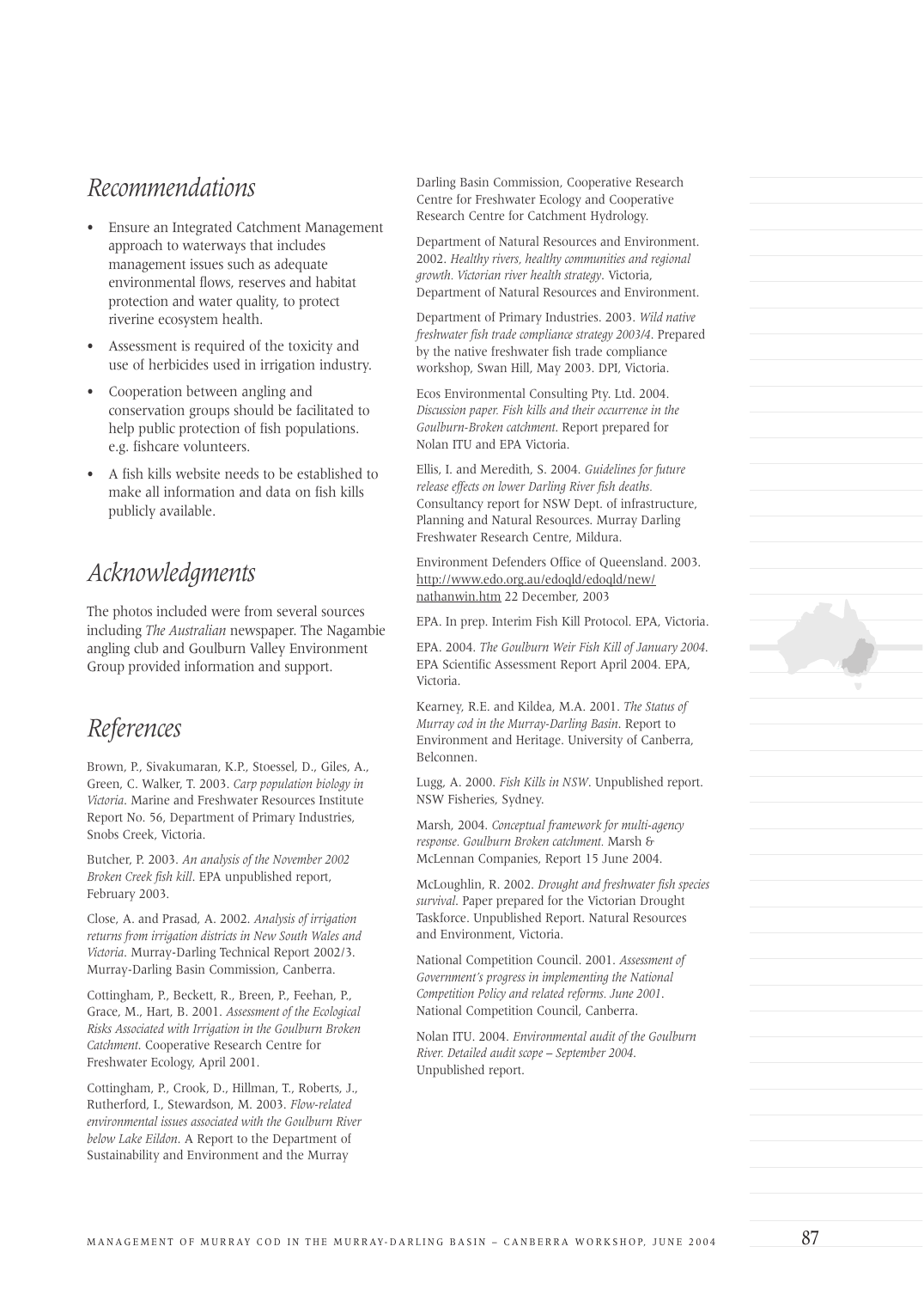## Recommendations

- Ensure an Integrated Catchment Management approach to waterways that includes management issues such as adequate environmental flows, reserves and habitat protection and water quality, to protect riverine ecosystem health.
- Assessment is required of the toxicity and use of herbicides used in irrigation industry.
- Cooperation between angling and conservation groups should be facilitated to help public protection of fish populations. e.g. fishcare volunteers.
- A fish kills website needs to be established to make all information and data on fish kills publicly available.

## Acknowledgments

The photos included were from several sources including *The Australian* newspaper. The Nagambie angling club and Goulburn Valley Environment Group provided information and support.

## References

Brown, P., Sivakumaran, K.P., Stoessel, D., Giles, A., Green, C. Walker, T. 2003. *Carp population biology in Victoria*. Marine and Freshwater Resources Institute Report No. 56, Department of Primary Industries, Snobs Creek, Victoria.

Butcher, P. 2003. *An analysis of the November 2002 Broken Creek fish kill*. EPA unpublished report, February 2003.

Close, A. and Prasad, A. 2002. *Analysis of irrigation returns from irrigation districts in New South Wales and Victoria*. Murray-Darling Technical Report 2002/3. Murray-Darling Basin Commission, Canberra.

Cottingham, P., Beckett, R., Breen, P., Feehan, P., Grace, M., Hart, B. 2001. *Assessment of the Ecological Risks Associated with Irrigation in the Goulburn Broken Catchment*. Cooperative Research Centre for Freshwater Ecology, April 2001.

Cottingham, P., Crook, D., Hillman, T., Roberts, J., Rutherford, I., Stewardson, M. 2003. *Flow-related environmental issues associated with the Goulburn River below Lake Eildon*. A Report to the Department of Sustainability and Environment and the Murray Darling Basin Commission, Cooperative Research Centre for Freshwater Ecology and Cooperative Research Centre for Catchment Hydrology.

Department of Natural Resources and Environment. 2002. *Healthy rivers, healthy communities and regional growth. Victorian river health strategy*. Victoria, Department of Natural Resources and Environment.

Department of Primary Industries. 2003. *Wild native freshwater fish trade compliance strategy 2003/4*. Prepared by the native freshwater fish trade compliance workshop, Swan Hill, May 2003. DPI, Victoria.

Ecos Environmental Consulting Pty. Ltd. 2004. *Discussion paper. Fish kills and their occurrence in the Goulburn-Broken catchment*. Report prepared for Nolan ITU and EPA Victoria.

Ellis, I. and Meredith, S. 2004. *Guidelines for future release effects on lower Darling River fish deaths*. Consultancy report for NSW Dept. of infrastructure, Planning and Natural Resources. Murray Darling Freshwater Research Centre, Mildura.

Environment Defenders Office of Queensland. 2003. http://www.edo.org.au/edoqld/edoqld/new/nathanwin.htm 22 December, 2003

EPA. In prep. Interim Fish Kill Protocol. EPA, Victoria.

EPA. 2004. *The Goulburn Weir Fish Kill of January 2004*. EPA Scientific Assessment Report April 2004. EPA, Victoria.

Kearney, R.E. and Kildea, M.A. 2001. *The Status of Murray cod in the Murray-Darling Basin*. Report to Environment and Heritage. University of Canberra, Belconnen.

Lugg, A. 2000. *Fish Kills in NSW*. Unpublished report. NSW Fisheries, Sydney.

Marsh, 2004. *Conceptual framework for multi-agency response. Goulburn Broken catchment*. Marsh & McLennan Companies, Report 15 June 2004.

McLoughlin, R. 2002. *Drought and freshwater fish species survival*. Paper prepared for the Victorian Drought Taskforce. Unpublished Report. Natural Resources and Environment, Victoria.

National Competition Council. 2001. *Assessment of Government's progress in implementing the National Competition Policy and related reforms. June 2001*. National Competition Council, Canberra.

Nolan ITU. 2004. *Environmental audit of the Goulburn River. Detailed audit scope – September 2004*. Unpublished report.